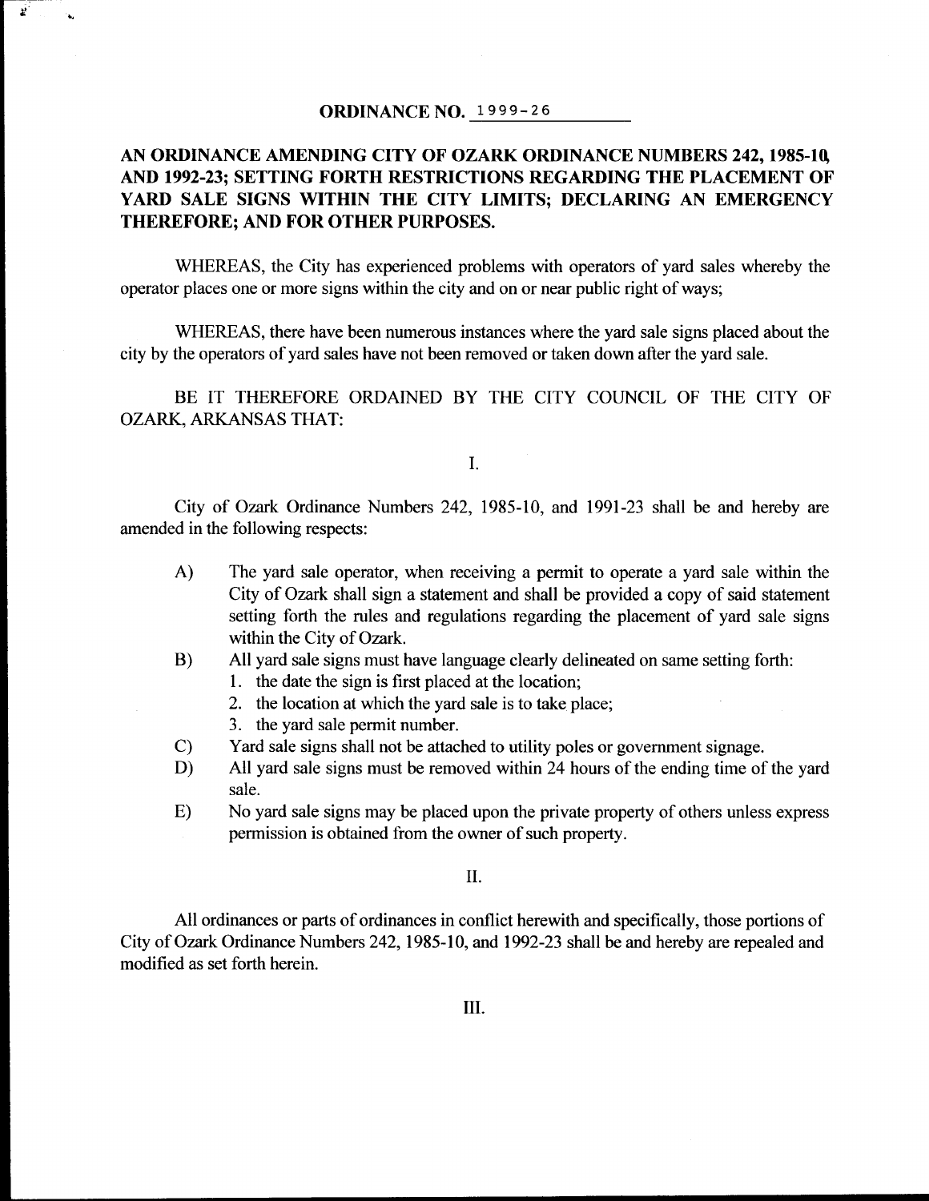**ORDINANCE NO. 1999-26**

**AN ORDINANCE AMENDING CITY OF OZARK ORDINANCE NUMBERS 242, 1985-10, AND 1992-23; SETTING FORTH RESTRICTIONS REGARDING THE PLACEMENT OF YARD SALE SIGNS WITHIN THE CITY LIMITS; DECLARING AN EMERGENCY THEREFORE; AND FOR OTHER PURPOSES.**

WHEREAS, the City has experienced problems with operators of yard sales whereby the operator places one or more signs within the city and on or near public right of ways;

WHEREAS, there have been numerous instances where the yard sale signs placed about the city by the operators of yard sales have not been removed or taken down after the yard sale.

BE IT THEREFORE ORDAINED BY THE CITY COUNCIL OF THE CITY OF OZARK, ARKANSAS THAT:

I.

City of Ozark Ordinance Numbers 242, 1985-10, and 1991-23 shall be and hereby are amended in the following respects:

A) The yard sale operator, when receiving a permit to operate a yard sale within the City of Ozark shall sign a statement and shall be provided a copy of said statement setting forth the rules and regulations regarding the placement of yard sale signs within the City of Ozark.

B) All yard sale signs must have language clearly delineated on same setting forth:
   1. the date the sign is first placed at the location;
   2. the location at which the yard sale is to take place;
   3. the yard sale permit number.

C) Yard sale signs shall not be attached to utility poles or government signage.

D) All yard sale signs must be removed within 24 hours of the ending time of the yard sale.

E) No yard sale signs may be placed upon the private property of others unless express permission is obtained from the owner of such property.

II.

All ordinances or parts of ordinances in conflict herewith and specifically, those portions of City of Ozark Ordinance Numbers 242, 1985-10, and 1992-23 shall be and hereby are repealed and modified as set forth herein.

III.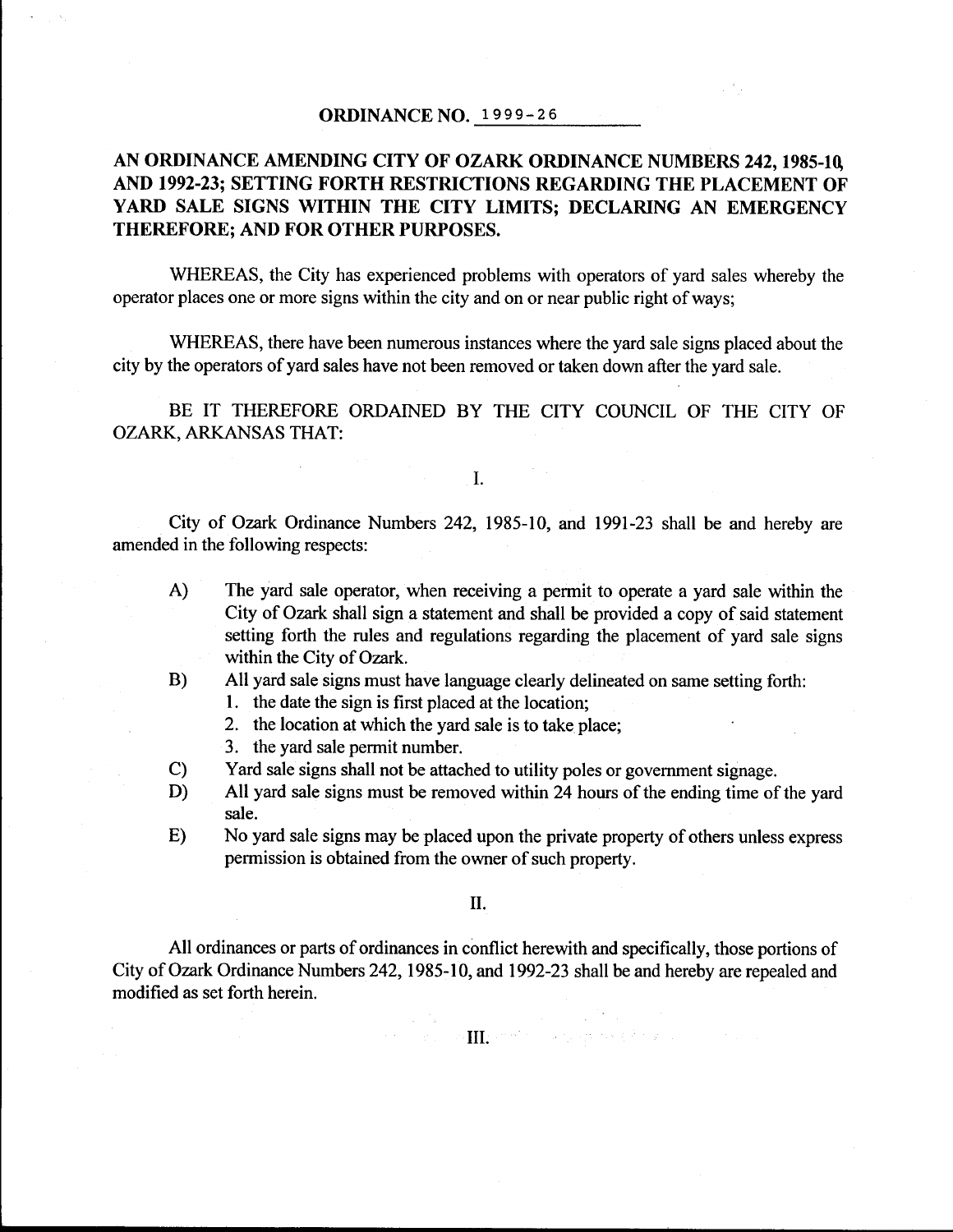# ORDINANCE NO. 1999-26

**AN ORDINANCE AMENDING CITY OF OZARK ORDINANCE NUMBERS 242, 1985-10, AND 1992-23; SETTING FORTH RESTRICTIONS REGARDING THE PLACEMENT OF YARD SALE SIGNS WITHIN THE CITY LIMITS; DECLARING AN EMERGENCY THEREFORE; AND FOR OTHER PURPOSES.**

WHEREAS, the City has experienced problems with operators of yard sales whereby the operator places one or more signs within the city and on or near public right of ways;

WHEREAS, there have been numerous instances where the yard sale signs placed about the city by the operators of yard sales have not been removed or taken down after the yard sale.

BE IT THEREFORE ORDAINED BY THE CITY COUNCIL OF THE CITY OF OZARK, ARKANSAS THAT:

## I.

City of Ozark Ordinance Numbers 242, 1985-10, and 1991-23 shall be and hereby are amended in the following respects:

A) The yard sale operator, when receiving a permit to operate a yard sale within the City of Ozark shall sign a statement and shall be provided a copy of said statement setting forth the rules and regulations regarding the placement of yard sale signs within the City of Ozark.

B) All yard sale signs must have language clearly delineated on same setting forth:
   1. the date the sign is first placed at the location;
   2. the location at which the yard sale is to take place;
   3. the yard sale permit number.

C) Yard sale signs shall not be attached to utility poles or government signage.

D) All yard sale signs must be removed within 24 hours of the ending time of the yard sale.

E) No yard sale signs may be placed upon the private property of others unless express permission is obtained from the owner of such property.

## II.

All ordinances or parts of ordinances in conflict herewith and specifically, those portions of City of Ozark Ordinance Numbers 242, 1985-10, and 1992-23 shall be and hereby are repealed and modified as set forth herein.

## III.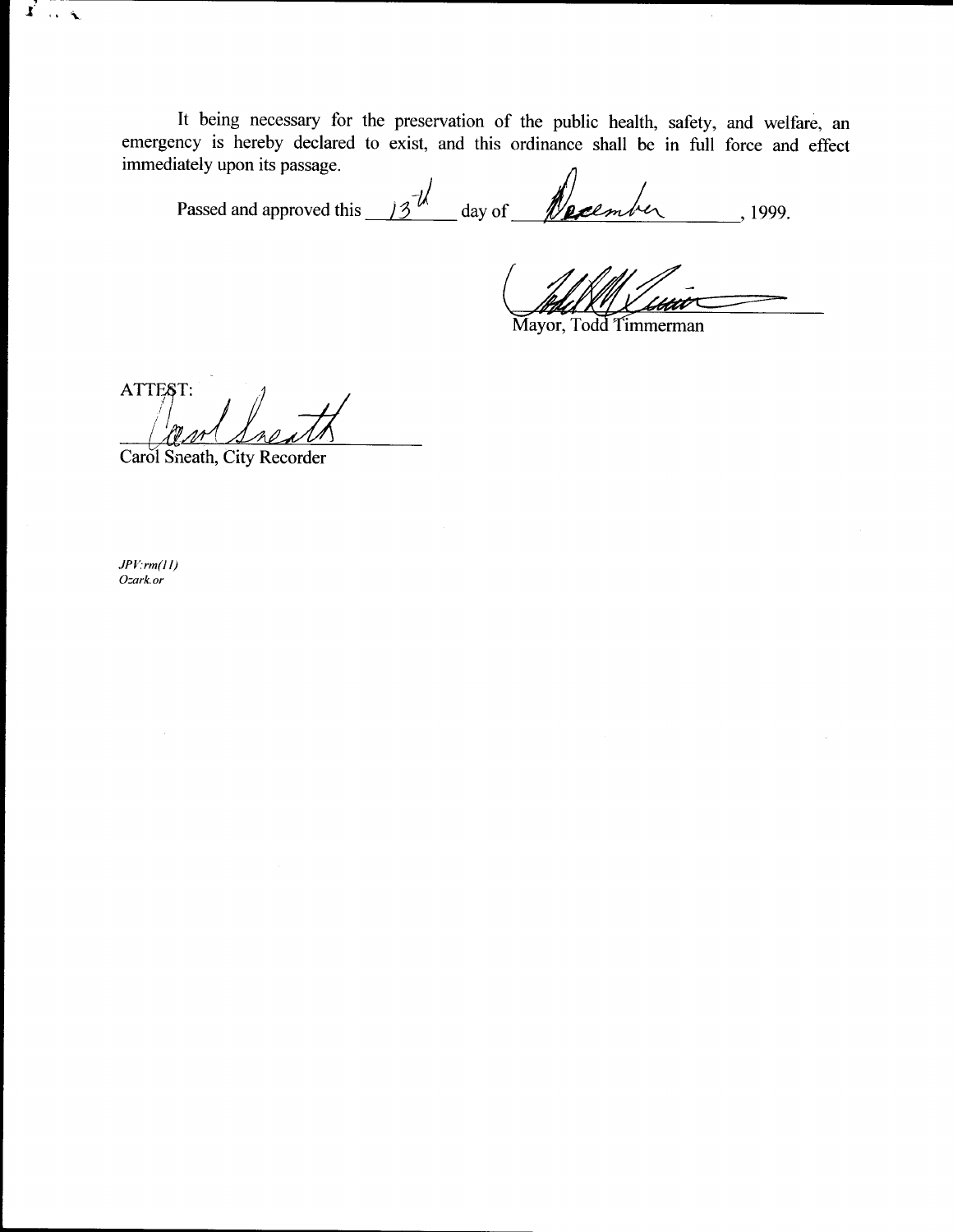It being necessary for the preservation of the public health, safety, and welfare, an emergency is hereby declared to exist, and this ordinance shall be in full force and effect immediately upon its passage.

Passed and approved this 13th day of December, 1999.

Mayor, Todd Timmerman

ATTEST:

Carol Sneath, City Recorder

*JPV:rm(11)*
*Ozark.or*